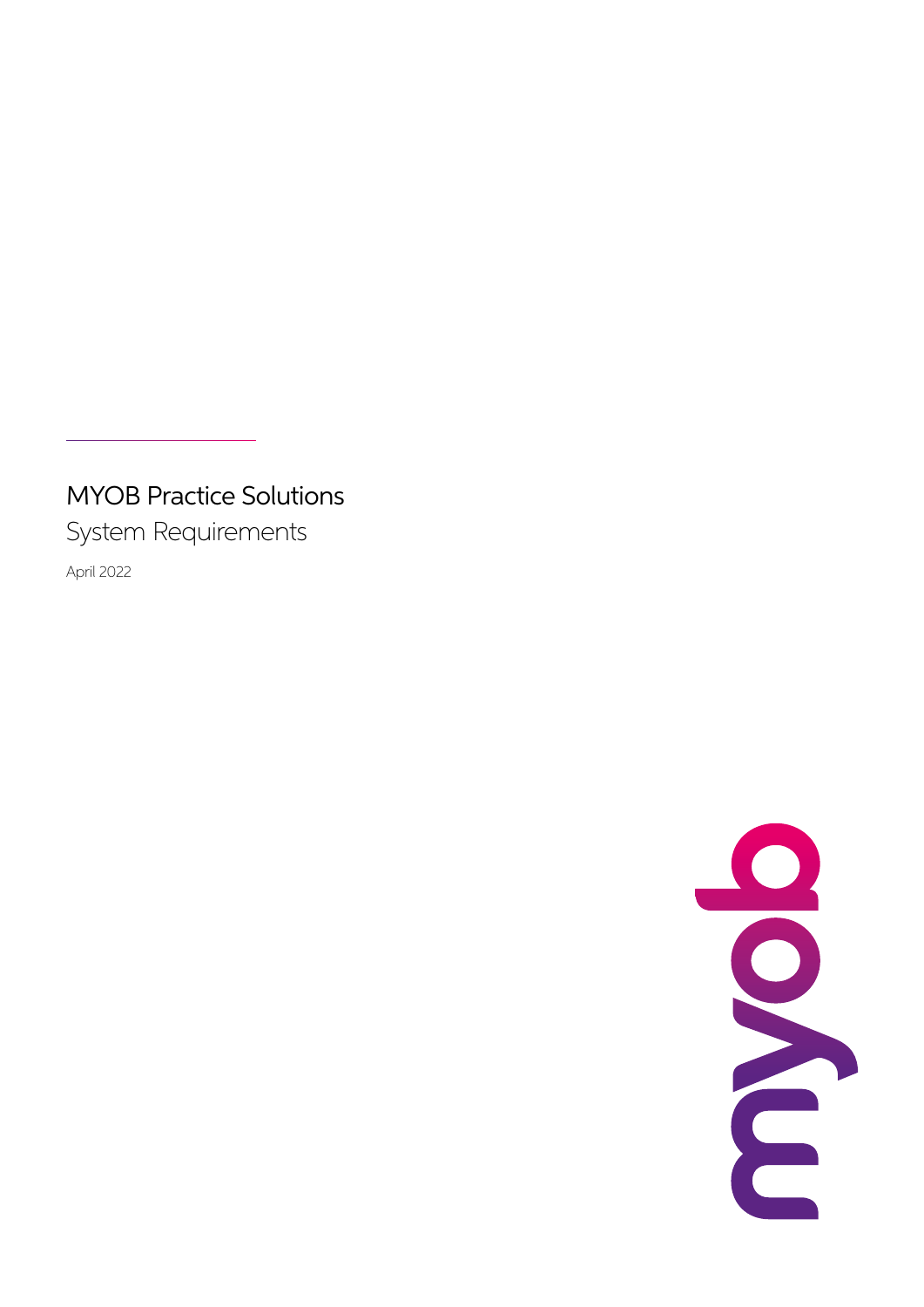# MYOB Practice Solutions

## System Requirements

April 2022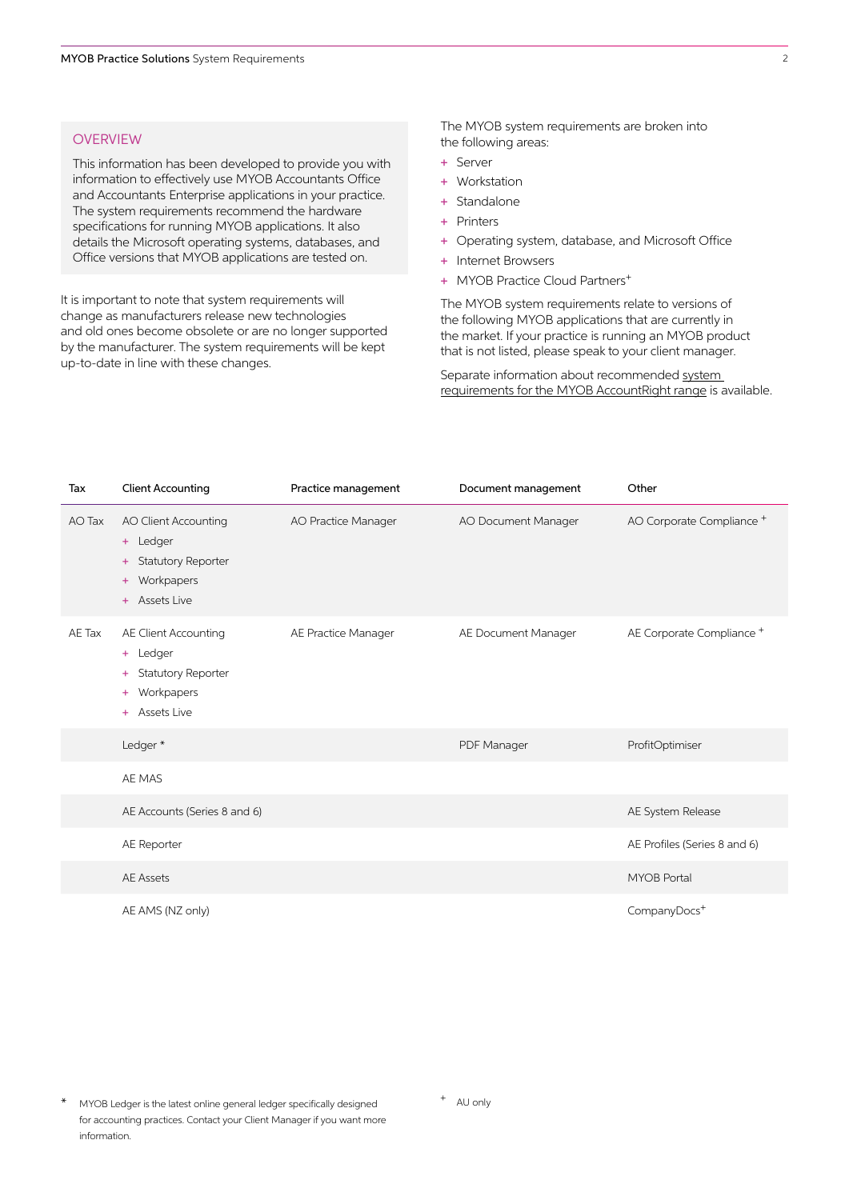## OVERVIEW

This information has been developed to provide you with information to effectively use MYOB Accountants Office and Accountants Enterprise applications in your practice. The system requirements recommend the hardware specifications for running MYOB applications. It also details the Microsoft operating systems, databases, and Office versions that MYOB applications are tested on.

It is important to note that system requirements will change as manufacturers release new technologies and old ones become obsolete or are no longer supported by the manufacturer. The system requirements will be kept up-to-date in line with these changes.

The MYOB system requirements are broken into the following areas:

+ Server
+ Workstation
+ Standalone
+ Printers
+ Operating system, database, and Microsoft Office
+ Internet Browsers
+ MYOB Practice Cloud Partners+

The MYOB system requirements relate to versions of the following MYOB applications that are currently in the market. If your practice is running an MYOB product that is not listed, please speak to your client manager.

Separate information about recommended system requirements for the MYOB AccountRight range is available.

| Tax | Client Accounting | Practice management | Document management | Other |
|---|---|---|---|---|
| AO Tax | AO Client Accounting<br>+ Ledger<br>+ Statutory Reporter<br>+ Workpapers<br>+ Assets Live | AO Practice Manager | AO Document Manager | AO Corporate Compliance + |
| AE Tax | AE Client Accounting<br>+ Ledger<br>+ Statutory Reporter<br>+ Workpapers<br>+ Assets Live | AE Practice Manager | AE Document Manager | AE Corporate Compliance + |
| | Ledger * | | PDF Manager | ProfitOptimiser |
| | AE MAS | | | |
| | AE Accounts (Series 8 and 6) | | | AE System Release |
| | AE Reporter | | | AE Profiles (Series 8 and 6) |
| | AE Assets | | | MYOB Portal |
| | AE AMS (NZ only) | | | CompanyDocs+ |

\* MYOB Ledger is the latest online general ledger specifically designed for accounting practices. Contact your Client Manager if you want more information.

+ AU only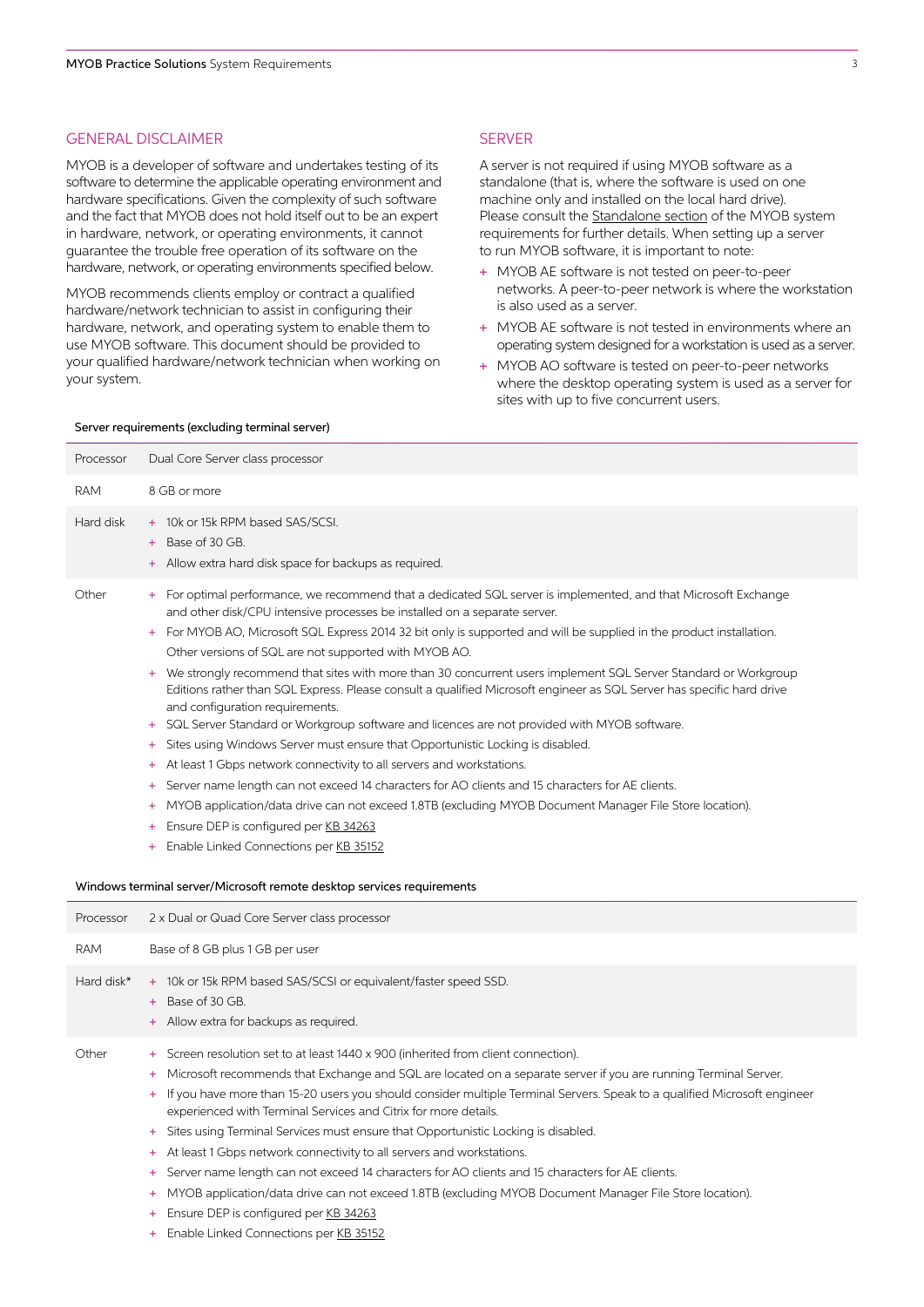## GENERAL DISCLAIMER

MYOB is a developer of software and undertakes testing of its software to determine the applicable operating environment and hardware specifications. Given the complexity of such software and the fact that MYOB does not hold itself out to be an expert in hardware, network, or operating environments, it cannot guarantee the trouble free operation of its software on the hardware, network, or operating environments specified below.

MYOB recommends clients employ or contract a qualified hardware/network technician to assist in configuring their hardware, network, and operating system to enable them to use MYOB software. This document should be provided to your qualified hardware/network technician when working on your system.

## SERVER

A server is not required if using MYOB software as a standalone (that is, where the software is used on one machine only and installed on the local hard drive). Please consult the Standalone section of the MYOB system requirements for further details. When setting up a server to run MYOB software, it is important to note:

+ MYOB AE software is not tested on peer-to-peer networks. A peer-to-peer network is where the workstation is also used as a server.
+ MYOB AE software is not tested in environments where an operating system designed for a workstation is used as a server.
+ MYOB AO software is tested on peer-to-peer networks where the desktop operating system is used as a server for sites with up to five concurrent users.

**Server requirements (excluding terminal server)**

| | |
|---|---|
| Processor | Dual Core Server class processor |
| RAM | 8 GB or more |
| Hard disk | + 10k or 15k RPM based SAS/SCSI.<br>+ Base of 30 GB.<br>+ Allow extra hard disk space for backups as required. |
| Other | + For optimal performance, we recommend that a dedicated SQL server is implemented, and that Microsoft Exchange and other disk/CPU intensive processes be installed on a separate server.<br>+ For MYOB AO, Microsoft SQL Express 2014 32 bit only is supported and will be supplied in the product installation. Other versions of SQL are not supported with MYOB AO.<br>+ We strongly recommend that sites with more than 30 concurrent users implement SQL Server Standard or Workgroup Editions rather than SQL Express. Please consult a qualified Microsoft engineer as SQL Server has specific hard drive and configuration requirements.<br>+ SQL Server Standard or Workgroup software and licences are not provided with MYOB software.<br>+ Sites using Windows Server must ensure that Opportunistic Locking is disabled.<br>+ At least 1 Gbps network connectivity to all servers and workstations.<br>+ Server name length can not exceed 14 characters for AO clients and 15 characters for AE clients.<br>+ MYOB application/data drive can not exceed 1.8TB (excluding MYOB Document Manager File Store location).<br>+ Ensure DEP is configured per KB 34263<br>+ Enable Linked Connections per KB 35152 |

**Windows terminal server/Microsoft remote desktop services requirements**

| | |
|---|---|
| Processor | 2 x Dual or Quad Core Server class processor |
| RAM | Base of 8 GB plus 1 GB per user |
| Hard disk* | + 10k or 15k RPM based SAS/SCSI or equivalent/faster speed SSD.<br>+ Base of 30 GB.<br>+ Allow extra for backups as required. |
| Other | + Screen resolution set to at least 1440 x 900 (inherited from client connection).<br>+ Microsoft recommends that Exchange and SQL are located on a separate server if you are running Terminal Server.<br>+ If you have more than 15-20 users you should consider multiple Terminal Servers. Speak to a qualified Microsoft engineer experienced with Terminal Services and Citrix for more details.<br>+ Sites using Terminal Services must ensure that Opportunistic Locking is disabled.<br>+ At least 1 Gbps network connectivity to all servers and workstations.<br>+ Server name length can not exceed 14 characters for AO clients and 15 characters for AE clients.<br>+ MYOB application/data drive can not exceed 1.8TB (excluding MYOB Document Manager File Store location).<br>+ Ensure DEP is configured per KB 34263<br>+ Enable Linked Connections per KB 35152 |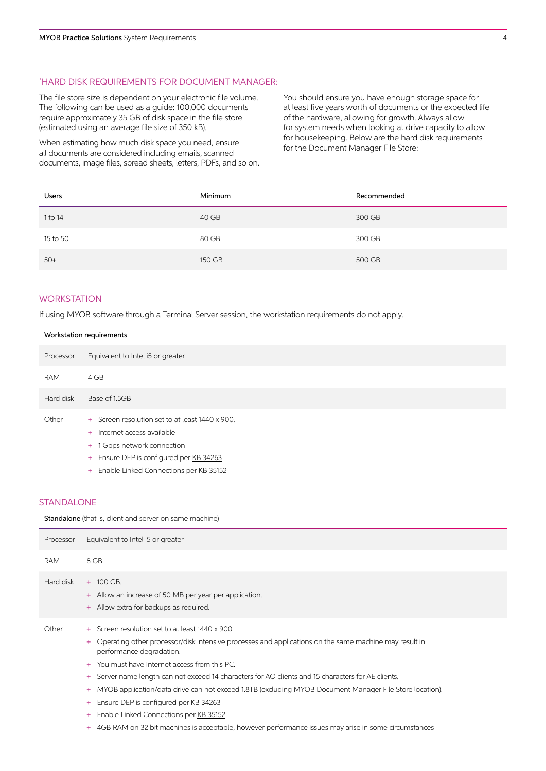## *HARD DISK REQUIREMENTS FOR DOCUMENT MANAGER:

The file store size is dependent on your electronic file volume. The following can be used as a guide: 100,000 documents require approximately 35 GB of disk space in the file store (estimated using an average file size of 350 kB).

When estimating how much disk space you need, ensure all documents are considered including emails, scanned documents, image files, spread sheets, letters, PDFs, and so on.

You should ensure you have enough storage space for at least five years worth of documents or the expected life of the hardware, allowing for growth. Always allow for system needs when looking at drive capacity to allow for housekeeping. Below are the hard disk requirements for the Document Manager File Store:

| Users | Minimum | Recommended |
|---|---|---|
| 1 to 14 | 40 GB | 300 GB |
| 15 to 50 | 80 GB | 300 GB |
| 50+ | 150 GB | 500 GB |

## WORKSTATION

If using MYOB software through a Terminal Server session, the workstation requirements do not apply.

| Workstation requirements | |
|---|---|
| Processor | Equivalent to Intel i5 or greater |
| RAM | 4 GB |
| Hard disk | Base of 1.5GB |
| Other | + Screen resolution set to at least 1440 x 900.<br>+ Internet access available<br>+ 1 Gbps network connection<br>+ Ensure DEP is configured per KB 34263<br>+ Enable Linked Connections per KB 35152 |

## STANDALONE

| **Standalone** (that is, client and server on same machine) | |
|---|---|
| Processor | Equivalent to Intel i5 or greater |
| RAM | 8 GB |
| Hard disk | + 100 GB.<br>+ Allow an increase of 50 MB per year per application.<br>+ Allow extra for backups as required. |
| Other | + Screen resolution set to at least 1440 x 900.<br>+ Operating other processor/disk intensive processes and applications on the same machine may result in performance degradation.<br>+ You must have Internet access from this PC.<br>+ Server name length can not exceed 14 characters for AO clients and 15 characters for AE clients.<br>+ MYOB application/data drive can not exceed 1.8TB (excluding MYOB Document Manager File Store location).<br>+ Ensure DEP is configured per KB 34263<br>+ Enable Linked Connections per KB 35152<br>+ 4GB RAM on 32 bit machines is acceptable, however performance issues may arise in some circumstances |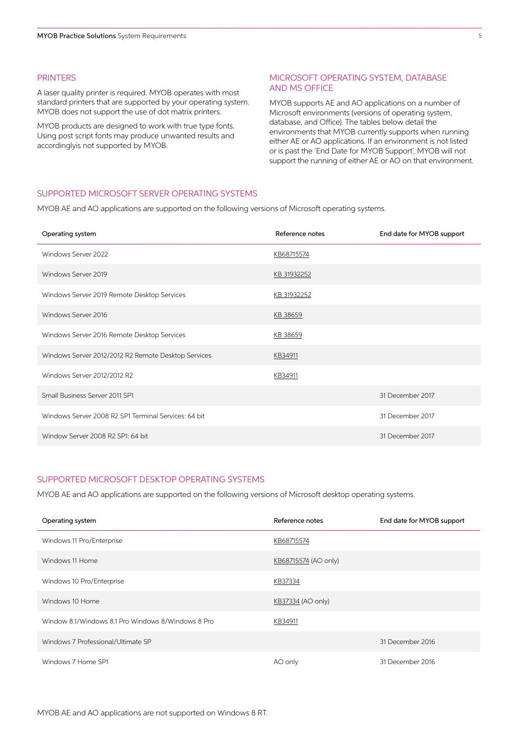## PRINTERS

A laser quality printer is required. MYOB operates with most standard printers that are supported by your operating system. MYOB does not support the use of dot matrix printers.

MYOB products are designed to work with true type fonts. Using post script fonts may produce unwanted results and accordinglyis not supported by MYOB.

## MICROSOFT OPERATING SYSTEM, DATABASE AND MS OFFICE

MYOB supports AE and AO applications on a number of Microsoft environments (versions of operating system, database, and Office). The tables below detail the environments that MYOB currently supports when running either AE or AO applications. If an environment is not listed or is past the 'End Date for MYOB Support', MYOB will not support the running of either AE or AO on that environment.

## SUPPORTED MICROSOFT SERVER OPERATING SYSTEMS

MYOB AE and AO applications are supported on the following versions of Microsoft operating systems.

| Operating system | Reference notes | End date for MYOB support |
|---|---|---|
| Windows Server 2022 | KB68715574 | |
| Windows Server 2019 | KB 31932252 | |
| Windows Server 2019 Remote Desktop Services | KB 31932252 | |
| Windows Server 2016 | KB 38659 | |
| Windows Server 2016 Remote Desktop Services | KB 38659 | |
| Windows Server 2012/2012 R2 Remote Desktop Services | KB34911 | |
| Windows Server 2012/2012 R2 | KB34911 | |
| Small Business Server 2011 SP1 | | 31 December 2017 |
| Windows Server 2008 R2 SP1 Terminal Services: 64 bit | | 31 December 2017 |
| Window Server 2008 R2 SP1: 64 bit | | 31 December 2017 |

## SUPPORTED MICROSOFT DESKTOP OPERATING SYSTEMS

MYOB AE and AO applications are supported on the following versions of Microsoft desktop operating systems.

| Operating system | Reference notes | End date for MYOB support |
|---|---|---|
| Windows 11 Pro/Enterprise | KB68715574 | |
| Windows 11 Home | KB68715574 (AO only) | |
| Windows 10 Pro/Enterprise | KB37334 | |
| Windows 10 Home | KB37334 (AO only) | |
| Window 8.1/Windows 8.1 Pro Windows 8/Windows 8 Pro | KB34911 | |
| Windows 7 Professional/Ultimate SP | | 31 December 2016 |
| Windows 7 Home SP1 | AO only | 31 December 2016 |

MYOB AE and AO applications are not supported on Windows 8 RT.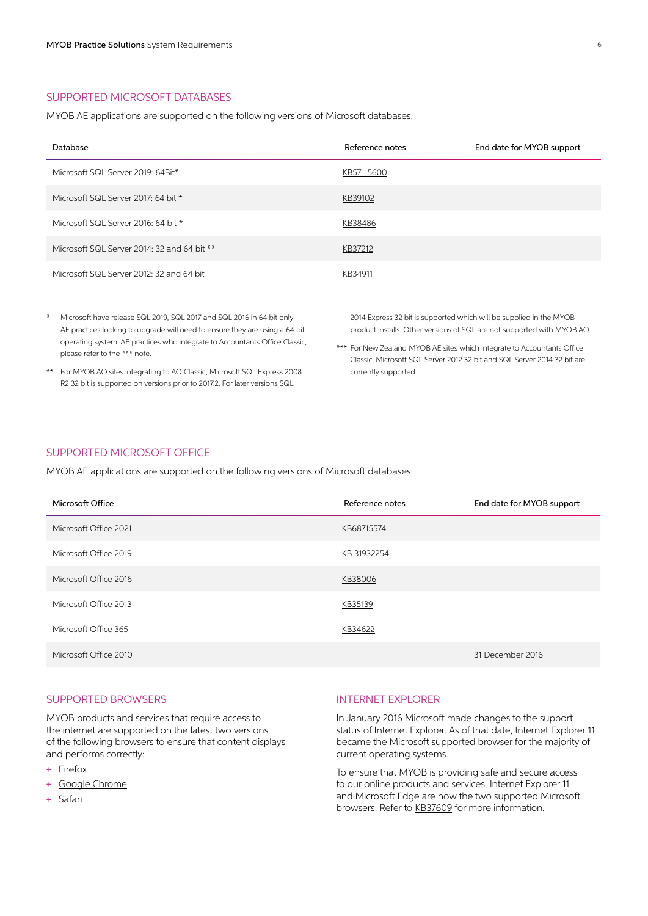## SUPPORTED MICROSOFT DATABASES

MYOB AE applications are supported on the following versions of Microsoft databases.

| Database | Reference notes | End date for MYOB support |
| --- | --- | --- |
| Microsoft SQL Server 2019: 64Bit* | KB57115600 | |
| Microsoft SQL Server 2017: 64 bit * | KB39102 | |
| Microsoft SQL Server 2016: 64 bit * | KB38486 | |
| Microsoft SQL Server 2014: 32 and 64 bit ** | KB37212 | |
| Microsoft SQL Server 2012: 32 and 64 bit | KB34911 | |

\* Microsoft have release SQL 2019, SQL 2017 and SQL 2016 in 64 bit only. AE practices looking to upgrade will need to ensure they are using a 64 bit operating system. AE practices who integrate to Accountants Office Classic, please refer to the *** note.

** For MYOB AO sites integrating to AO Classic, Microsoft SQL Express 2008 R2 32 bit is supported on versions prior to 2017.2. For later versions SQL 2014 Express 32 bit is supported which will be supplied in the MYOB product installs. Other versions of SQL are not supported with MYOB AO.

*** For New Zealand MYOB AE sites which integrate to Accountants Office Classic, Microsoft SQL Server 2012 32 bit and SQL Server 2014 32 bit are currently supported.

## SUPPORTED MICROSOFT OFFICE

MYOB AE applications are supported on the following versions of Microsoft databases

| Microsoft Office | Reference notes | End date for MYOB support |
| --- | --- | --- |
| Microsoft Office 2021 | KB68715574 | |
| Microsoft Office 2019 | KB 31932254 | |
| Microsoft Office 2016 | KB38006 | |
| Microsoft Office 2013 | KB35139 | |
| Microsoft Office 365 | KB34622 | |
| Microsoft Office 2010 | | 31 December 2016 |

## SUPPORTED BROWSERS

MYOB products and services that require access to the internet are supported on the latest two versions of the following browsers to ensure that content displays and performs correctly:

+ Firefox
+ Google Chrome
+ Safari

## INTERNET EXPLORER

In January 2016 Microsoft made changes to the support status of Internet Explorer. As of that date, Internet Explorer 11 became the Microsoft supported browser for the majority of current operating systems.

To ensure that MYOB is providing safe and secure access to our online products and services, Internet Explorer 11 and Microsoft Edge are now the two supported Microsoft browsers. Refer to KB37609 for more information.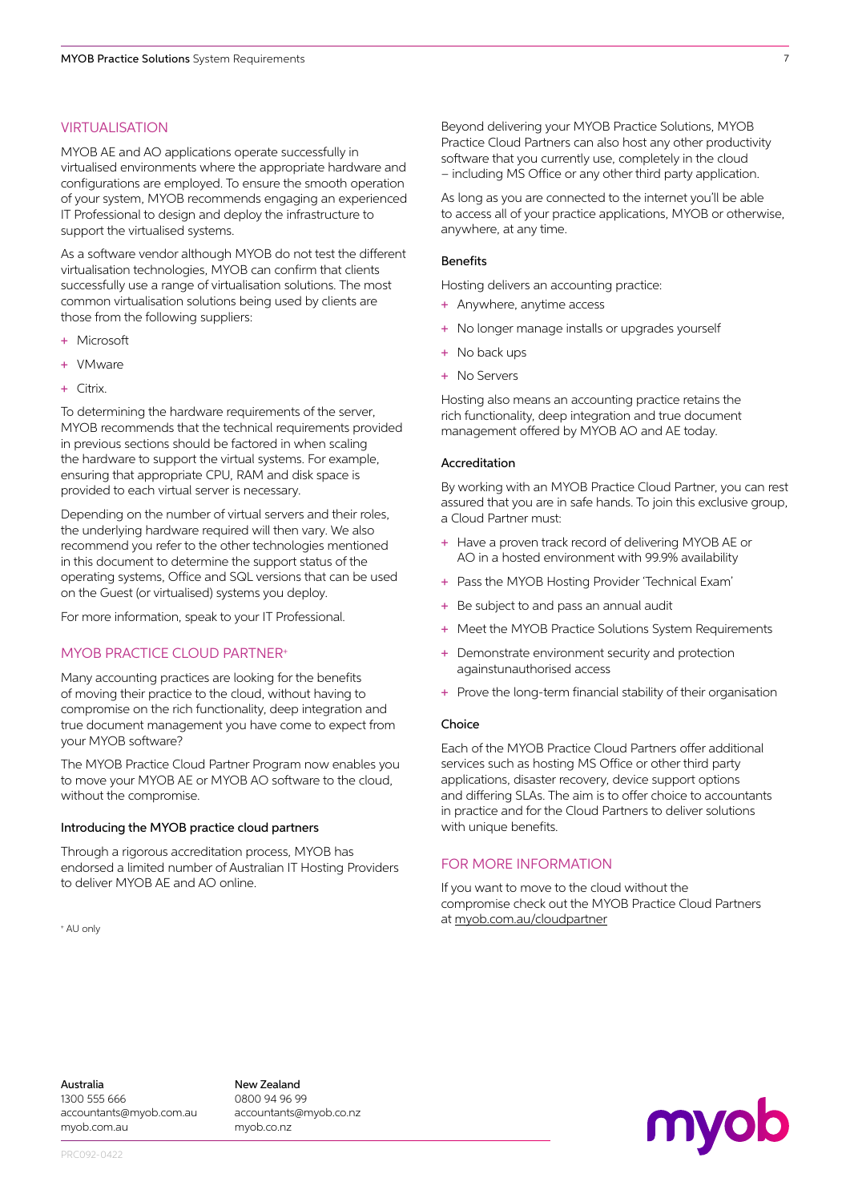## VIRTUALISATION

MYOB AE and AO applications operate successfully in virtualised environments where the appropriate hardware and configurations are employed. To ensure the smooth operation of your system, MYOB recommends engaging an experienced IT Professional to design and deploy the infrastructure to support the virtualised systems.

As a software vendor although MYOB do not test the different virtualisation technologies, MYOB can confirm that clients successfully use a range of virtualisation solutions. The most common virtualisation solutions being used by clients are those from the following suppliers:

+ Microsoft
+ VMware
+ Citrix.

To determining the hardware requirements of the server, MYOB recommends that the technical requirements provided in previous sections should be factored in when scaling the hardware to support the virtual systems. For example, ensuring that appropriate CPU, RAM and disk space is provided to each virtual server is necessary.

Depending on the number of virtual servers and their roles, the underlying hardware required will then vary. We also recommend you refer to the other technologies mentioned in this document to determine the support status of the operating systems, Office and SQL versions that can be used on the Guest (or virtualised) systems you deploy.

For more information, speak to your IT Professional.

## MYOB PRACTICE CLOUD PARTNER+

Many accounting practices are looking for the benefits of moving their practice to the cloud, without having to compromise on the rich functionality, deep integration and true document management you have come to expect from your MYOB software?

The MYOB Practice Cloud Partner Program now enables you to move your MYOB AE or MYOB AO software to the cloud, without the compromise.

### Introducing the MYOB practice cloud partners

Through a rigorous accreditation process, MYOB has endorsed a limited number of Australian IT Hosting Providers to deliver MYOB AE and AO online.

+ AU only

Beyond delivering your MYOB Practice Solutions, MYOB Practice Cloud Partners can also host any other productivity software that you currently use, completely in the cloud – including MS Office or any other third party application.

As long as you are connected to the internet you'll be able to access all of your practice applications, MYOB or otherwise, anywhere, at any time.

### Benefits

Hosting delivers an accounting practice:

+ Anywhere, anytime access
+ No longer manage installs or upgrades yourself
+ No back ups
+ No Servers

Hosting also means an accounting practice retains the rich functionality, deep integration and true document management offered by MYOB AO and AE today.

### Accreditation

By working with an MYOB Practice Cloud Partner, you can rest assured that you are in safe hands. To join this exclusive group, a Cloud Partner must:

+ Have a proven track record of delivering MYOB AE or AO in a hosted environment with 99.9% availability
+ Pass the MYOB Hosting Provider 'Technical Exam'
+ Be subject to and pass an annual audit
+ Meet the MYOB Practice Solutions System Requirements
+ Demonstrate environment security and protection againstunauthorised access
+ Prove the long-term financial stability of their organisation

### Choice

Each of the MYOB Practice Cloud Partners offer additional services such as hosting MS Office or other third party applications, disaster recovery, device support options and differing SLAs. The aim is to offer choice to accountants in practice and for the Cloud Partners to deliver solutions with unique benefits.

## FOR MORE INFORMATION

If you want to move to the cloud without the compromise check out the MYOB Practice Cloud Partners at myob.com.au/cloudpartner

**Australia**
1300 555 666
accountants@myob.com.au
myob.com.au

**New Zealand**
0800 94 96 99
accountants@myob.co.nz
myob.co.nz

PRC092-0422